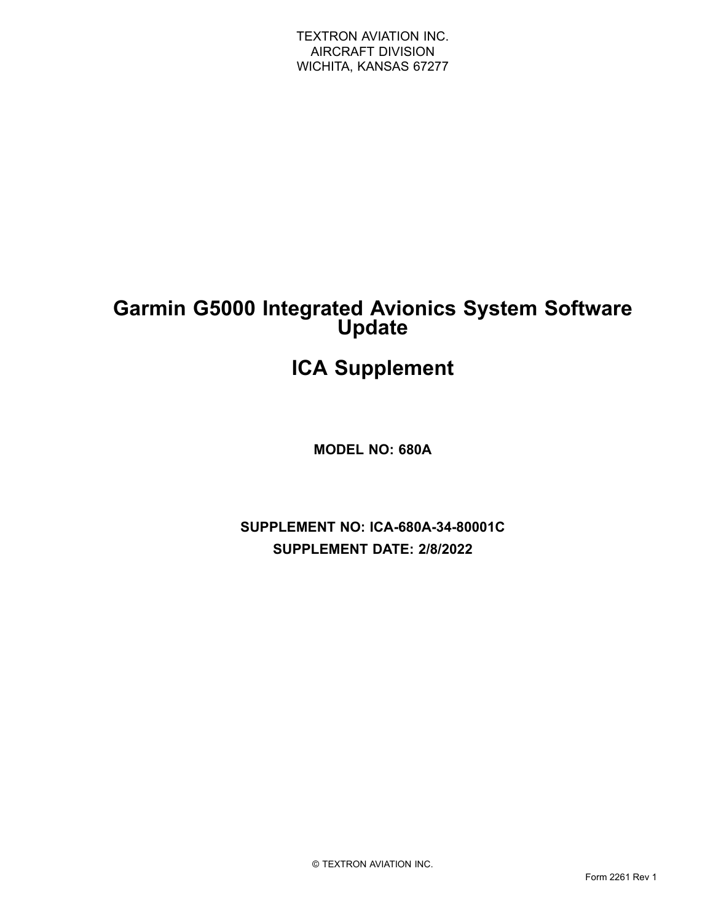TEXTRON AVIATION INC.
AIRCRAFT DIVISION
WICHITA, KANSAS 67277

# Garmin G5000 Integrated Avionics System Software Update

# ICA Supplement

**MODEL NO: 680A**

**SUPPLEMENT NO: ICA-680A-34-80001C**

**SUPPLEMENT DATE: 2/8/2022**

© TEXTRON AVIATION INC.

Form 2261 Rev 1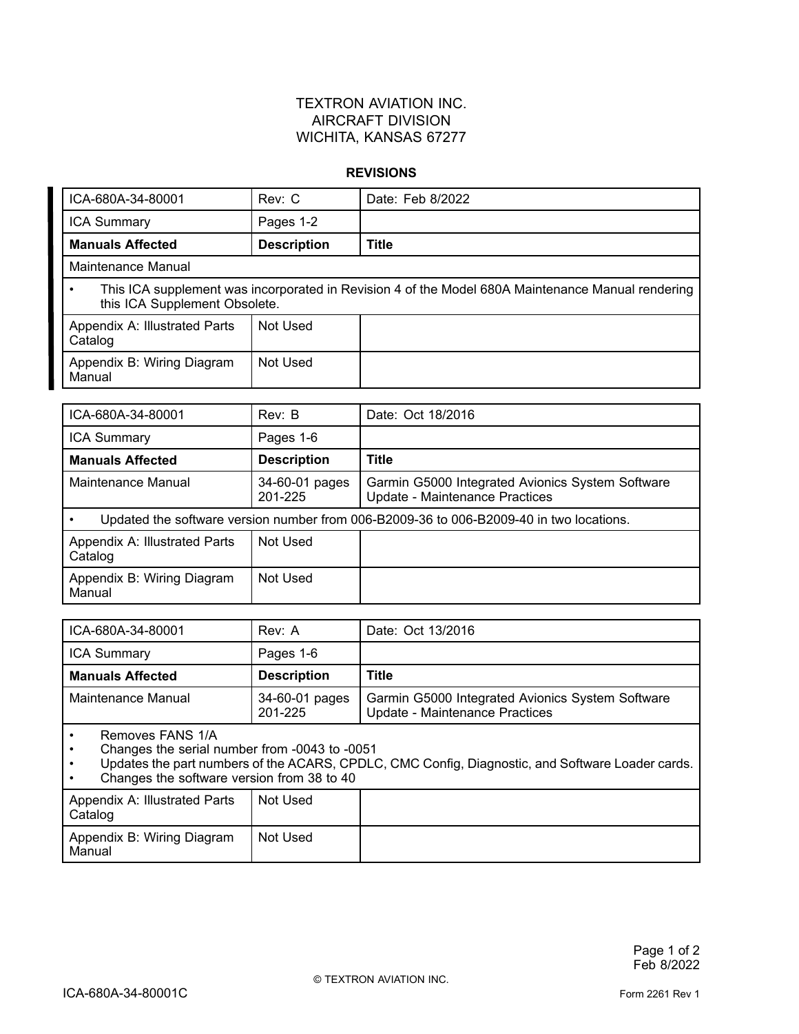TEXTRON AVIATION INC.
AIRCRAFT DIVISION
WICHITA, KANSAS 67277

## REVISIONS

| ICA-680A-34-80001 | Rev: C | Date: Feb 8/2022 |
|---|---|---|
| ICA Summary | Pages 1-2 | |
| **Manuals Affected** | **Description** | **Title** |
| Maintenance Manual | | |
| • This ICA supplement was incorporated in Revision 4 of the Model 680A Maintenance Manual rendering this ICA Supplement Obsolete. | | |
| Appendix A: Illustrated Parts Catalog | Not Used | |
| Appendix B: Wiring Diagram Manual | Not Used | |

| ICA-680A-34-80001 | Rev: B | Date: Oct 18/2016 |
|---|---|---|
| ICA Summary | Pages 1-6 | |
| **Manuals Affected** | **Description** | **Title** |
| Maintenance Manual | 34-60-01 pages 201-225 | Garmin G5000 Integrated Avionics System Software Update - Maintenance Practices |
| • Updated the software version number from 006-B2009-36 to 006-B2009-40 in two locations. | | |
| Appendix A: Illustrated Parts Catalog | Not Used | |
| Appendix B: Wiring Diagram Manual | Not Used | |

| ICA-680A-34-80001 | Rev: A | Date: Oct 13/2016 |
|---|---|---|
| ICA Summary | Pages 1-6 | |
| **Manuals Affected** | **Description** | **Title** |
| Maintenance Manual | 34-60-01 pages 201-225 | Garmin G5000 Integrated Avionics System Software Update - Maintenance Practices |
| • Removes FANS 1/A<br>• Changes the serial number from -0043 to -0051<br>• Updates the part numbers of the ACARS, CPDLC, CMC Config, Diagnostic, and Software Loader cards.<br>• Changes the software version from 38 to 40 | | |
| Appendix A: Illustrated Parts Catalog | Not Used | |
| Appendix B: Wiring Diagram Manual | Not Used | |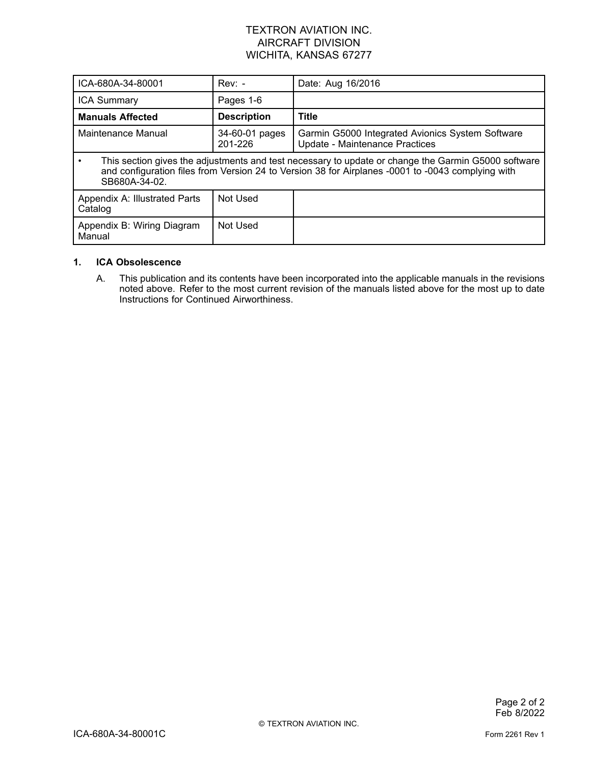TEXTRON AVIATION INC.
AIRCRAFT DIVISION
WICHITA, KANSAS 67277

| ICA-680A-34-80001 | Rev: - | Date: Aug 16/2016 |
| --- | --- | --- |
| ICA Summary | Pages 1-6 | |
| **Manuals Affected** | **Description** | **Title** |
| Maintenance Manual | 34-60-01 pages 201-226 | Garmin G5000 Integrated Avionics System Software Update - Maintenance Practices |
| • This section gives the adjustments and test necessary to update or change the Garmin G5000 software and configuration files from Version 24 to Version 38 for Airplanes -0001 to -0043 complying with SB680A-34-02. | | |
| Appendix A: Illustrated Parts Catalog | Not Used | |
| Appendix B: Wiring Diagram Manual | Not Used | |

**1. ICA Obsolescence**

A. This publication and its contents have been incorporated into the applicable manuals in the revisions noted above. Refer to the most current revision of the manuals listed above for the most up to date Instructions for Continued Airworthiness.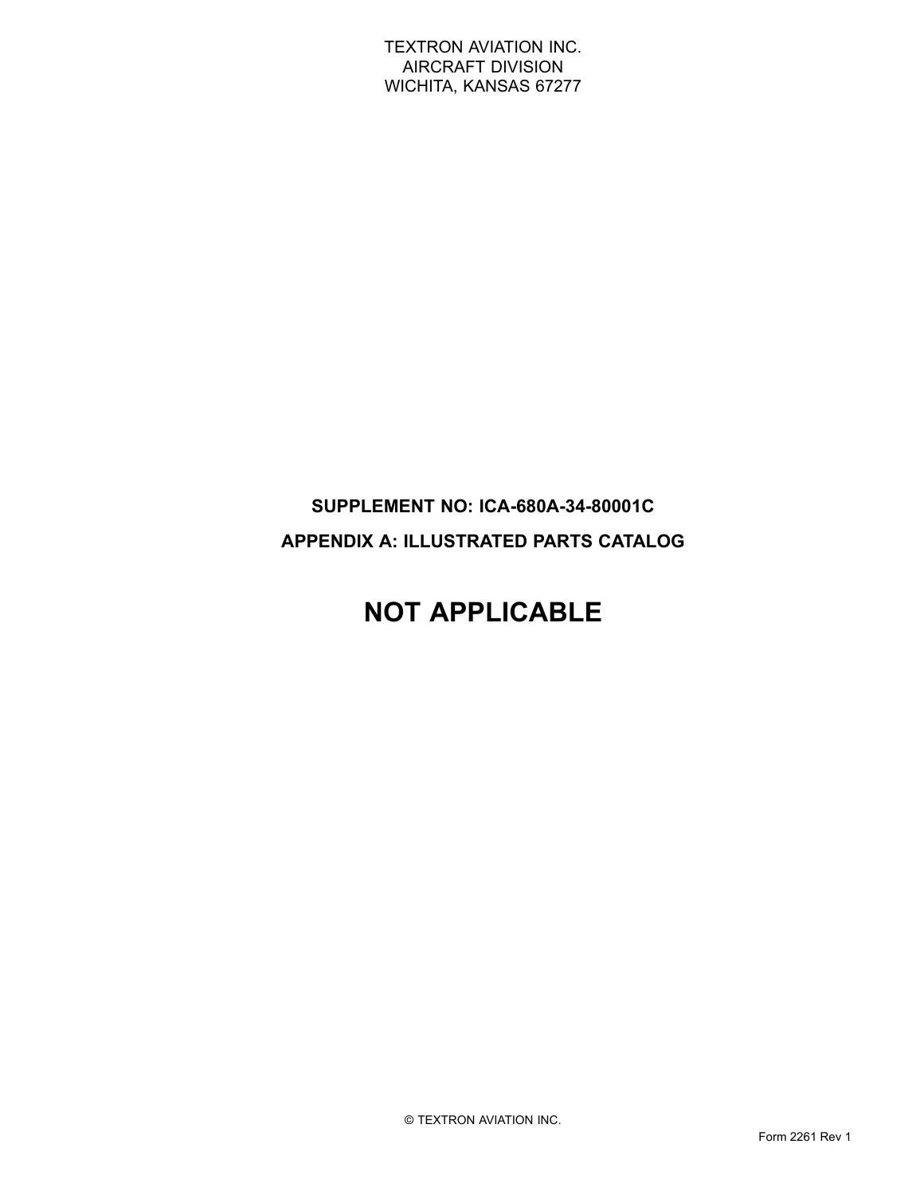TEXTRON AVIATION INC.
AIRCRAFT DIVISION
WICHITA, KANSAS 67277

**SUPPLEMENT NO: ICA-680A-34-80001C**

**APPENDIX A: ILLUSTRATED PARTS CATALOG**

# NOT APPLICABLE

© TEXTRON AVIATION INC.

Form 2261 Rev 1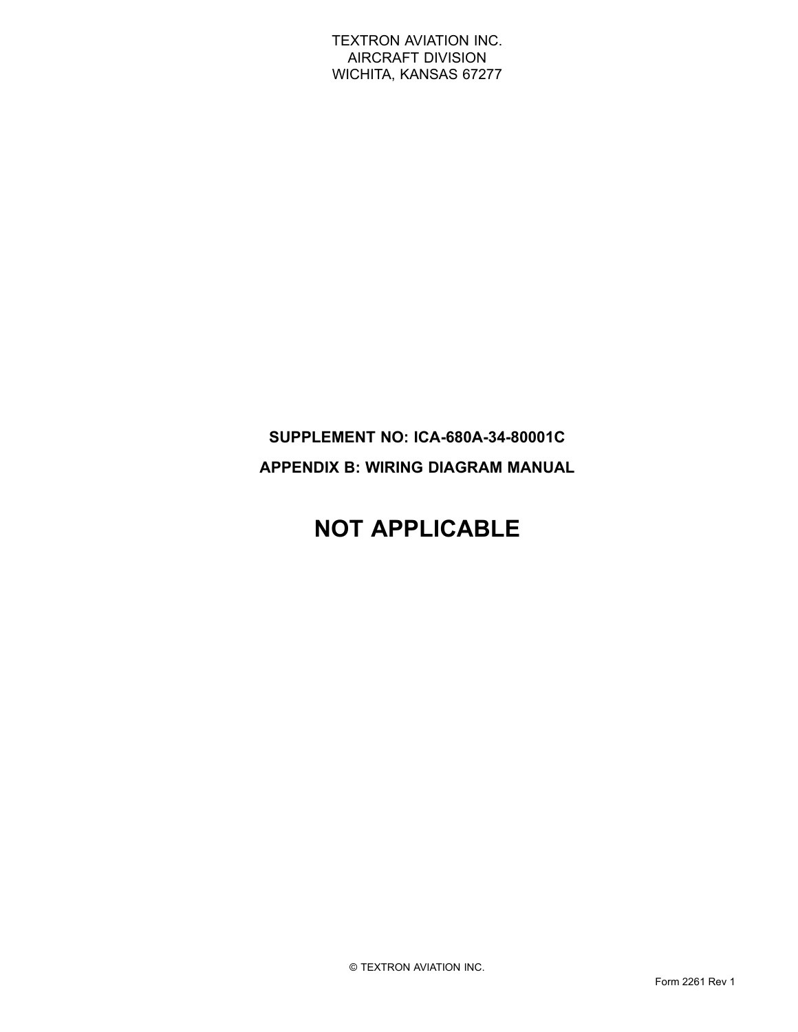TEXTRON AVIATION INC.
AIRCRAFT DIVISION
WICHITA, KANSAS 67277

**SUPPLEMENT NO: ICA-680A-34-80001C**

**APPENDIX B: WIRING DIAGRAM MANUAL**

# NOT APPLICABLE

© TEXTRON AVIATION INC.

Form 2261 Rev 1